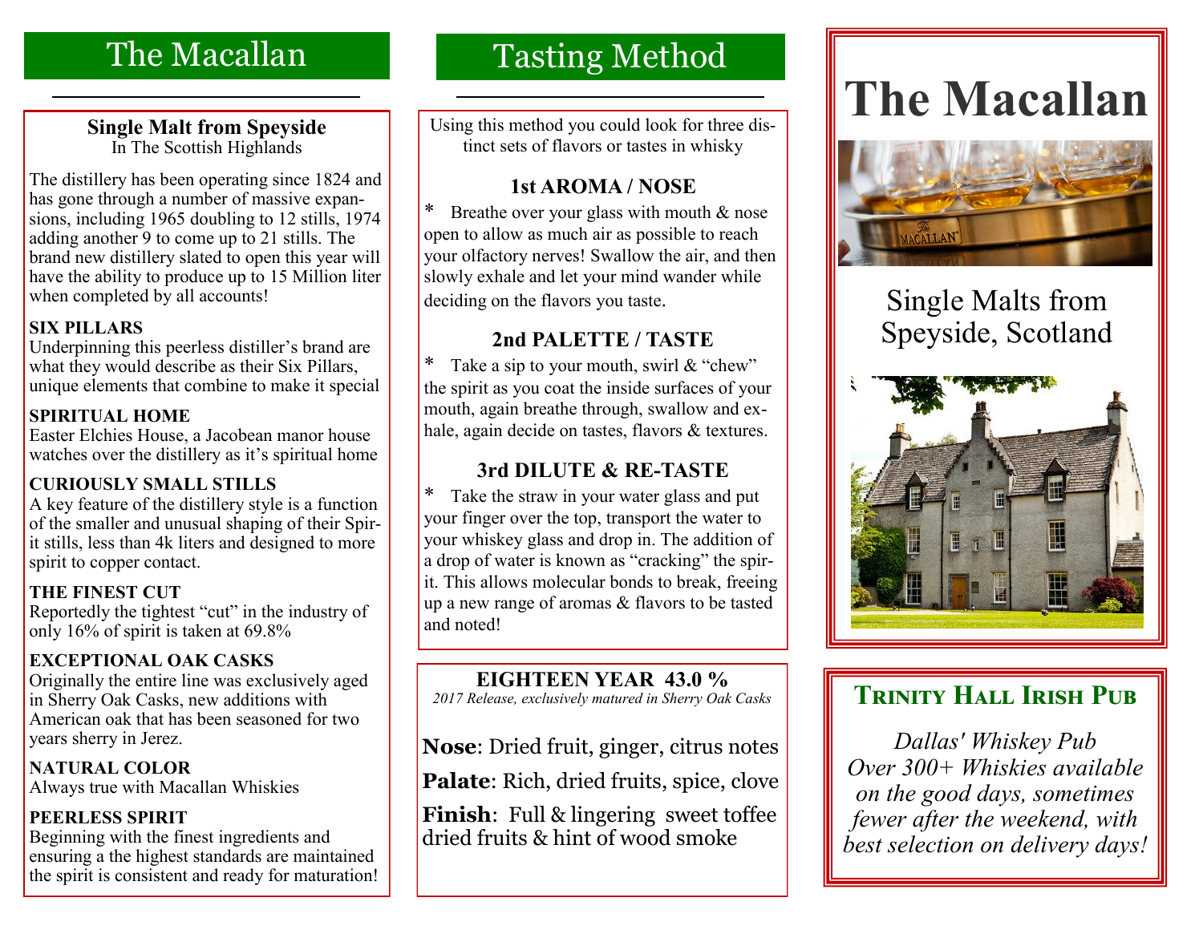## The Macallan

**Single Malt from Speyside**
In The Scottish Highlands

The distillery has been operating since 1824 and has gone through a number of massive expansions, including 1965 doubling to 12 stills, 1974 adding another 9 to come up to 21 stills. The brand new distillery slated to open this year will have the ability to produce up to 15 Million liter when completed by all accounts!

**SIX PILLARS**
Underpinning this peerless distiller's brand are what they would describe as their Six Pillars, unique elements that combine to make it special

**SPIRITUAL HOME**
Easter Elchies House, a Jacobean manor house watches over the distillery as it's spiritual home

**CURIOUSLY SMALL STILLS**
A key feature of the distillery style is a function of the smaller and unusual shaping of their Spirit stills, less than 4k liters and designed to more spirit to copper contact.

**THE FINEST CUT**
Reportedly the tightest "cut" in the industry of only 16% of spirit is taken at 69.8%

**EXCEPTIONAL OAK CASKS**
Originally the entire line was exclusively aged in Sherry Oak Casks, new additions with American oak that has been seasoned for two years sherry in Jerez.

**NATURAL COLOR**
Always true with Macallan Whiskies

**PEERLESS SPIRIT**
Beginning with the finest ingredients and ensuring a the highest standards are maintained the spirit is consistent and ready for maturation!

## Tasting Method

Using this method you could look for three distinct sets of flavors or tastes in whisky

### 1st AROMA / NOSE

* Breathe over your glass with mouth & nose open to allow as much air as possible to reach your olfactory nerves! Swallow the air, and then slowly exhale and let your mind wander while deciding on the flavors you taste.

### 2nd PALETTE / TASTE

* Take a sip to your mouth, swirl & "chew" the spirit as you coat the inside surfaces of your mouth, again breathe through, swallow and exhale, again decide on tastes, flavors & textures.

### 3rd DILUTE & RE-TASTE

* Take the straw in your water glass and put your finger over the top, transport the water to your whiskey glass and drop in. The addition of a drop of water is known as "cracking" the spirit. This allows molecular bonds to break, freeing up a new range of aromas & flavors to be tasted and noted!

### EIGHTEEN YEAR 43.0 %

*2017 Release, exclusively matured in Sherry Oak Casks*

**Nose**: Dried fruit, ginger, citrus notes

**Palate**: Rich, dried fruits, spice, clove

**Finish**: Full & lingering sweet toffee dried fruits & hint of wood smoke

# The Macallan

Single Malts from Speyside, Scotland

## Trinity Hall Irish Pub

*Dallas' Whiskey Pub*
*Over 300+ Whiskies available on the good days, sometimes fewer after the weekend, with best selection on delivery days!*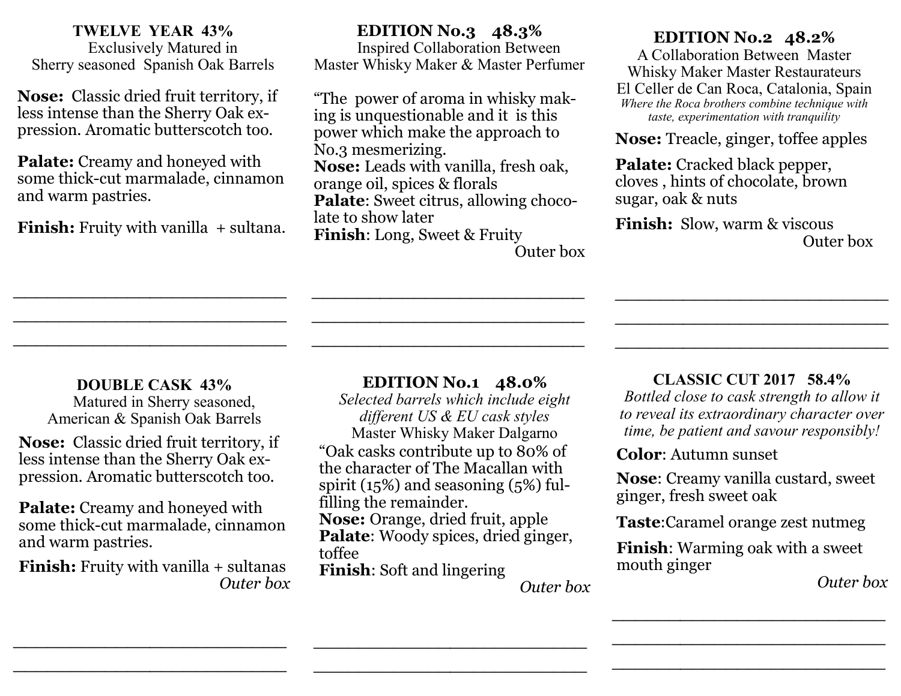## TWELVE YEAR 43%

Exclusively Matured in
Sherry seasoned Spanish Oak Barrels

**Nose:** Classic dried fruit territory, if less intense than the Sherry Oak expression. Aromatic butterscotch too.

**Palate:** Creamy and honeyed with some thick-cut marmalade, cinnamon and warm pastries.

**Finish:** Fruity with vanilla + sultana.

\_\_\_\_\_\_\_\_\_\_\_\_\_\_\_\_\_\_\_\_\_\_\_\_\_\_\_\_\_\_\_\_

\_\_\_\_\_\_\_\_\_\_\_\_\_\_\_\_\_\_\_\_\_\_\_\_\_\_\_\_\_\_\_\_

\_\_\_\_\_\_\_\_\_\_\_\_\_\_\_\_\_\_\_\_\_\_\_\_\_\_\_\_\_\_\_\_

## EDITION No.3 48.3%

Inspired Collaboration Between
Master Whisky Maker & Master Perfumer

"The power of aroma in whisky making is unquestionable and it is this power which make the approach to No.3 mesmerizing.

**Nose:** Leads with vanilla, fresh oak, orange oil, spices & florals

**Palate**: Sweet citrus, allowing chocolate to show later

**Finish**: Long, Sweet & Fruity

Outer box

\_\_\_\_\_\_\_\_\_\_\_\_\_\_\_\_\_\_\_\_\_\_\_\_\_\_\_\_\_\_\_\_

\_\_\_\_\_\_\_\_\_\_\_\_\_\_\_\_\_\_\_\_\_\_\_\_\_\_\_\_\_\_\_\_

\_\_\_\_\_\_\_\_\_\_\_\_\_\_\_\_\_\_\_\_\_\_\_\_\_\_\_\_\_\_\_\_

## EDITION No.2 48.2%

A Collaboration Between Master
Whisky Maker Master Restaurateurs
El Celler de Can Roca, Catalonia, Spain

*Where the Roca brothers combine technique with taste, experimentation with tranquility*

**Nose:** Treacle, ginger, toffee apples

**Palate:** Cracked black pepper, cloves , hints of chocolate, brown sugar, oak & nuts

**Finish:** Slow, warm & viscous

Outer box

\_\_\_\_\_\_\_\_\_\_\_\_\_\_\_\_\_\_\_\_\_\_\_\_\_\_\_\_\_\_\_\_

\_\_\_\_\_\_\_\_\_\_\_\_\_\_\_\_\_\_\_\_\_\_\_\_\_\_\_\_\_\_\_\_

\_\_\_\_\_\_\_\_\_\_\_\_\_\_\_\_\_\_\_\_\_\_\_\_\_\_\_\_\_\_\_\_

## DOUBLE CASK 43%

Matured in Sherry seasoned,
American & Spanish Oak Barrels

**Nose:** Classic dried fruit territory, if less intense than the Sherry Oak expression. Aromatic butterscotch too.

**Palate:** Creamy and honeyed with some thick-cut marmalade, cinnamon and warm pastries.

**Finish:** Fruity with vanilla + sultanas

*Outer box*

\_\_\_\_\_\_\_\_\_\_\_\_\_\_\_\_\_\_\_\_\_\_\_\_\_\_\_\_\_\_\_\_

\_\_\_\_\_\_\_\_\_\_\_\_\_\_\_\_\_\_\_\_\_\_\_\_\_\_\_\_\_\_\_\_

## EDITION No.1 48.0%

*Selected barrels which include eight different US & EU cask styles*

Master Whisky Maker Dalgarno

"Oak casks contribute up to 80% of the character of The Macallan with spirit (15%) and seasoning (5%) fulfilling the remainder.

**Nose:** Orange, dried fruit, apple

**Palate**: Woody spices, dried ginger, toffee

**Finish**: Soft and lingering

*Outer box*

\_\_\_\_\_\_\_\_\_\_\_\_\_\_\_\_\_\_\_\_\_\_\_\_\_\_\_\_\_\_\_\_

\_\_\_\_\_\_\_\_\_\_\_\_\_\_\_\_\_\_\_\_\_\_\_\_\_\_\_\_\_\_\_\_

## CLASSIC CUT 2017 58.4%

*Bottled close to cask strength to allow it to reveal its extraordinary character over time, be patient and savour responsibly!*

**Color**: Autumn sunset

**Nose**: Creamy vanilla custard, sweet ginger, fresh sweet oak

**Taste**:Caramel orange zest nutmeg

**Finish**: Warming oak with a sweet mouth ginger

*Outer box*

\_\_\_\_\_\_\_\_\_\_\_\_\_\_\_\_\_\_\_\_\_\_\_\_\_\_\_\_\_\_\_\_

\_\_\_\_\_\_\_\_\_\_\_\_\_\_\_\_\_\_\_\_\_\_\_\_\_\_\_\_\_\_\_\_

\_\_\_\_\_\_\_\_\_\_\_\_\_\_\_\_\_\_\_\_\_\_\_\_\_\_\_\_\_\_\_\_